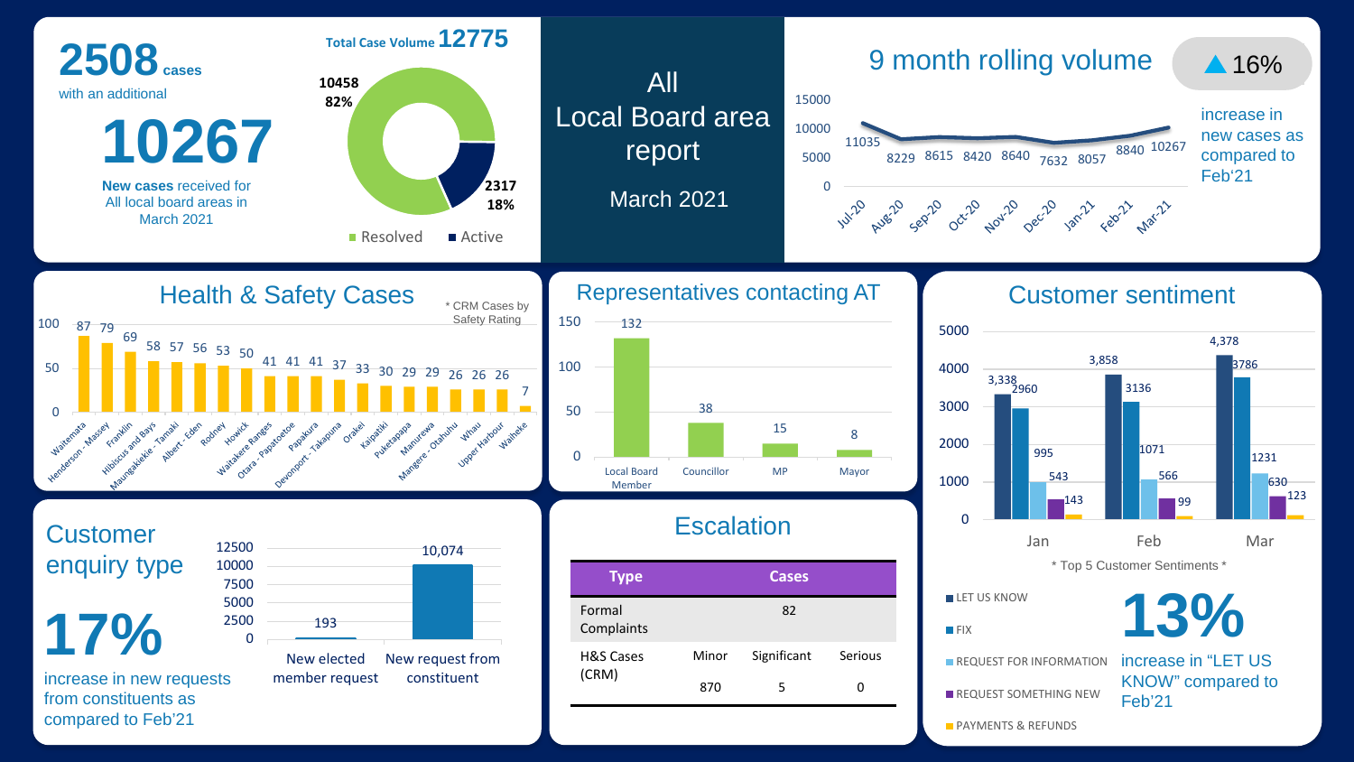# All Local Board area report

March 2021

**2508** cases with an additional

**10267**

**New cases** received for All local board areas in March 2021

**Total Case Volume 12775**

| Status | Cases | % |
|---|---|---|
| Resolved | 10458 | 82% |
| Active | 2317 | 18% |

## 9 month rolling volume

▲16% increase in new cases as compared to Feb'21

| Jul-20 | Aug-20 | Sep-20 | Oct-20 | Nov-20 | Dec-20 | Jan-21 | Feb-21 | Mar-21 |
|---|---|---|---|---|---|---|---|---|
| 11035 | 8229 | 8615 | 8420 | 8640 | 7632 | 8057 | 8840 | 10267 |

## Health & Safety Cases

\* CRM Cases by Safety Rating

| Local Board | Cases |
|---|---|
| Waitemata | 87 |
| Henderson - Massey | 79 |
| Franklin | 69 |
| Hibiscus and Bays | 58 |
| Maungakiekie - Tamaki | 57 |
| Albert - Eden | 56 |
| Rodney | 53 |
| Howick | 50 |
| Waitakere Ranges | 41 |
| Otara - Papatoetoe | 41 |
| Papakura | 41 |
| Devonport - Takapuna | 37 |
| Orakei | 33 |
| Kaipatiki | 30 |
| Puketapapa | 29 |
| Manurewa | 29 |
| Mangere - Otahuhu | 26 |
| Whau | 26 |
| Upper Harbour | 26 |
| Waiheke | 7 |

## Representatives contacting AT

| Local Board Member | Councillor | MP | Mayor |
|---|---|---|---|
| 132 | 38 | 15 | 8 |

## Customer sentiment

| Sentiment | Jan | Feb | Mar |
|---|---|---|---|
| LET US KNOW | 3,338 | 3,858 | 4,378 |
| FIX | 2960 | 3136 | 3786 |
| REQUEST FOR INFORMATION | 995 | 1071 | 1231 |
| REQUEST SOMETHING NEW | 543 | 566 | 630 |
| PAYMENTS & REFUNDS | 143 | 99 | 123 |

\* Top 5 Customer Sentiments \*

**13%** increase in "LET US KNOW" compared to Feb'21

## Customer enquiry type

| New elected member request | New request from constituent |
|---|---|
| 193 | 10,074 |

**17%** increase in new requests from constituents as compared to Feb'21

## Escalation

| Type | Cases | | |
|---|---|---|---|
| Formal Complaints | 82 | | |
| H&S Cases (CRM) | Minor | Significant | Serious |
| | 870 | 5 | 0 |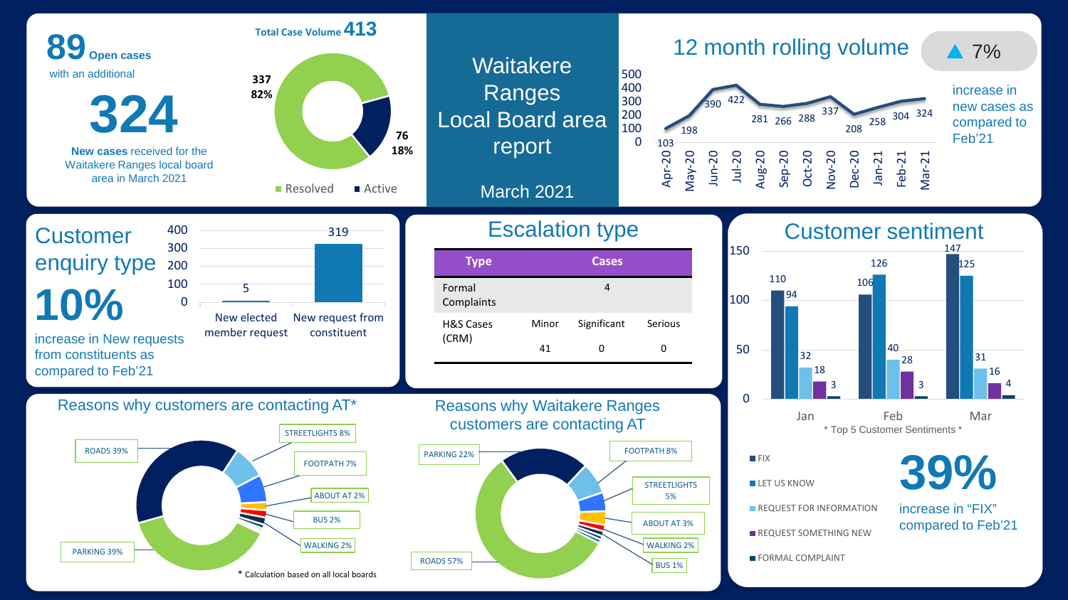# Waitakere Ranges Local Board area report

March 2021

**89** Open cases with an additional

**324**

**New cases** received for the Waitakere Ranges local board area in March 2021

**Total Case Volume 413**

| Status | Cases | % |
|---|---|---|
| Resolved | 337 | 82% |
| Active | 76 | 18% |

## 12 month rolling volume

▲ 7% increase in new cases as compared to Feb'21

| Apr-20 | May-20 | Jun-20 | Jul-20 | Aug-20 | Sep-20 | Oct-20 | Nov-20 | Dec-20 | Jan-21 | Feb-21 | Mar-21 |
|---|---|---|---|---|---|---|---|---|---|---|---|
| 103 | 198 | 390 | 422 | 281 | 266 | 288 | 337 | 208 | 258 | 304 | 324 |

## Customer enquiry type

**10%** increase in New requests from constituents as compared to Feb'21

| Type | Cases |
|---|---|
| New elected member request | 5 |
| New request from constituent | 319 |

## Escalation type

| Type | Cases | | |
|---|---|---|---|
| Formal Complaints | 4 | | |
| H&S Cases (CRM) | Minor | Significant | Serious |
| | 41 | 0 | 0 |

## Customer sentiment

| Sentiment | Jan | Feb | Mar |
|---|---|---|---|
| FIX | 110 | 106 | 147 |
| LET US KNOW | 94 | 126 | 125 |
| REQUEST FOR INFORMATION | 32 | 40 | 31 |
| REQUEST SOMETHING NEW | 18 | 28 | 16 |
| FORMAL COMPLAINT | 3 | 3 | 4 |

\* Top 5 Customer Sentiments \*

**39%** increase in "FIX" compared to Feb'21

## Reasons why customers are contacting AT*

| Reason | % |
|---|---|
| ROADS | 39% |
| PARKING | 39% |
| STREETLIGHTS | 8% |
| FOOTPATH | 7% |
| ABOUT AT | 2% |
| BUS | 2% |
| WALKING | 2% |

\* Calculation based on all local boards

## Reasons why Waitakere Ranges customers are contacting AT

| Reason | % |
|---|---|
| ROADS | 57% |
| PARKING | 22% |
| FOOTPATH | 8% |
| STREETLIGHTS | 5% |
| ABOUT AT | 3% |
| WALKING | 2% |
| BUS | 1% |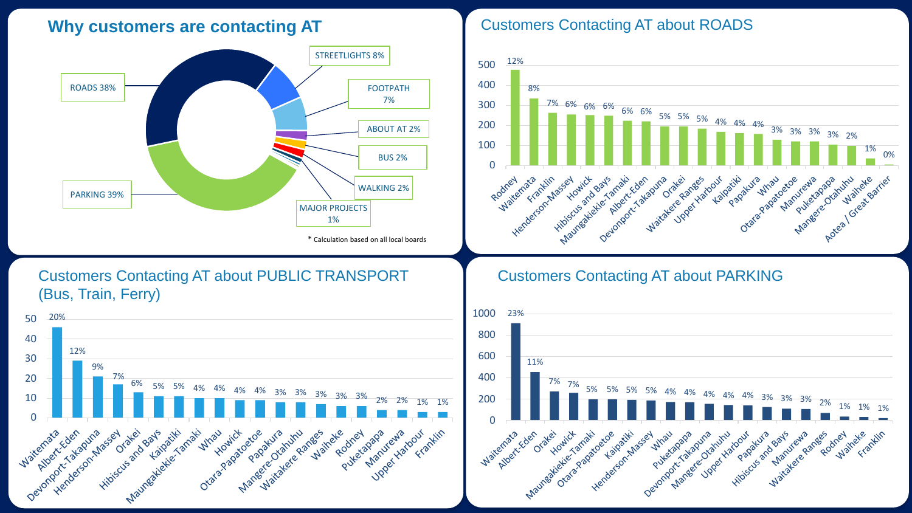## Why customers are contacting AT

| Category | Share |
|---|---|
| ROADS | 38% |
| PARKING | 39% |
| STREETLIGHTS | 8% |
| FOOTPATH | 7% |
| ABOUT AT | 2% |
| BUS | 2% |
| WALKING | 2% |
| MAJOR PROJECTS | 1% |

* Calculation based on all local boards

## Customers Contacting AT about ROADS

| Local Board | Share |
|---|---|
| Rodney | 12% |
| Waitemata | 8% |
| Franklin | 7% |
| Henderson-Massey | 6% |
| Howick | 6% |
| Hibiscus and Bays | 6% |
| Maungakiekie-Tamaki | 6% |
| Albert-Eden | 6% |
| Devonport-Takapuna | 5% |
| Orakei | 5% |
| Waitakere Ranges | 5% |
| Upper Harbour | 4% |
| Kaipatiki | 4% |
| Papakura | 4% |
| Whau | 3% |
| Otara-Papatoetoe | 3% |
| Manurewa | 3% |
| Puketapapa | 3% |
| Mangere-Otahuhu | 2% |
| Waiheke | 1% |
| Aotea / Great Barrier | 0% |

## Customers Contacting AT about PUBLIC TRANSPORT (Bus, Train, Ferry)

| Local Board | Share |
|---|---|
| Waitemata | 20% |
| Albert-Eden | 12% |
| Devonport-Takapuna | 9% |
| Henderson-Massey | 7% |
| Orakei | 6% |
| Hibiscus and Bays | 5% |
| Kaipatiki | 5% |
| Maungakiekie-Tamaki | 4% |
| Whau | 4% |
| Howick | 4% |
| Otara-Papatoetoe | 4% |
| Papakura | 3% |
| Mangere-Otahuhu | 3% |
| Waitakere Ranges | 3% |
| Waiheke | 3% |
| Rodney | 3% |
| Puketapapa | 2% |
| Manurewa | 2% |
| Upper Harbour | 1% |
| Franklin | 1% |

## Customers Contacting AT about PARKING

| Local Board | Share |
|---|---|
| Waitemata | 23% |
| Albert-Eden | 11% |
| Orakei | 7% |
| Howick | 7% |
| Maungakiekie-Tamaki | 5% |
| Otara-Papatoetoe | 5% |
| Kaipatiki | 5% |
| Henderson-Massey | 5% |
| Whau | 4% |
| Puketapapa | 4% |
| Devonport-Takapuna | 4% |
| Mangere-Otahuhu | 4% |
| Upper Harbour | 4% |
| Papakura | 3% |
| Hibiscus and Bays | 3% |
| Manurewa | 3% |
| Waitakere Ranges | 2% |
| Rodney | 1% |
| Waiheke | 1% |
| Franklin | 1% |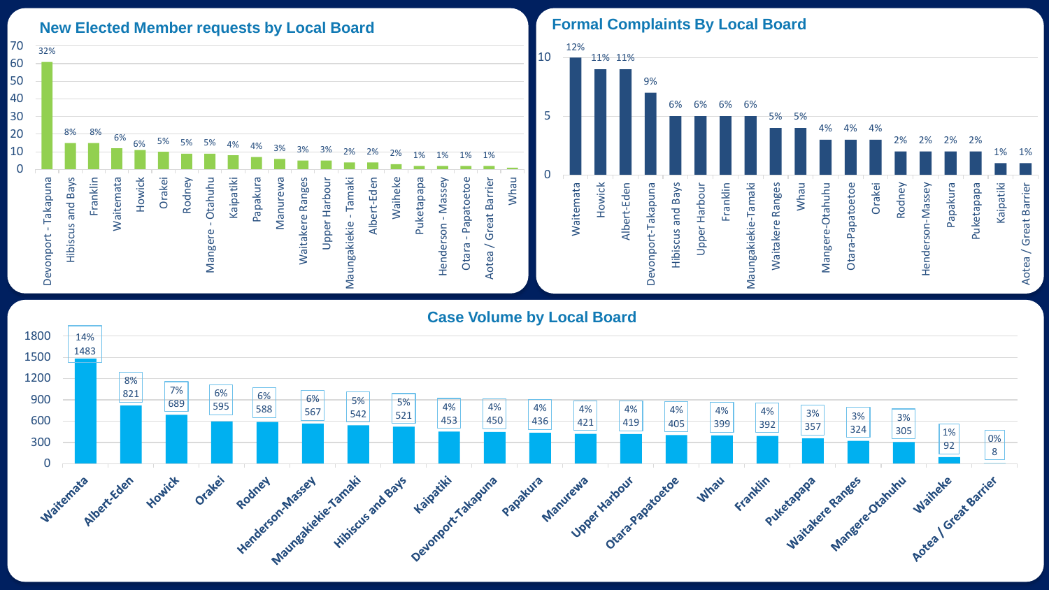## New Elected Member requests by Local Board

70
60
50
40
30
20
10
0

32% Devonport - Takapuna
8% Hibiscus and Bays
8% Franklin
6% Waitemata
6% Howick
5% Orakei
5% Rodney
5% Mangere - Otahuhu
4% Kaipatiki
4% Papakura
3% Manurewa
3% Waitakere Ranges
3% Upper Harbour
2% Maungakiekie - Tamaki
2% Albert-Eden
2% Waiheke
1% Puketapapa
1% Henderson - Massey
1% Otara - Papatoetoe
1% Aotea / Great Barrier
Whau

## Formal Complaints By Local Board

10
5
0

12% Waitemata
11% Howick
11% Albert-Eden
9% Devonport-Takapuna
6% Hibiscus and Bays
6% Upper Harbour
6% Franklin
6% Maungakiekie-Tamaki
5% Waitakere Ranges
5% Whau
4% Mangere-Otahuhu
4% Otara-Papatoetoe
4% Orakei
2% Rodney
2% Henderson-Massey
2% Papakura
2% Puketapapa
1% Kaipatiki
1% Aotea / Great Barrier

## Case Volume by Local Board

1800
1500
1200
900
600
300
0

Waitemata 14% 1483
Albert-Eden 8% 821
Howick 7% 689
Orakei 6% 595
Rodney 6% 588
Henderson-Massey 6% 567
Maungakiekie-Tamaki 5% 542
Hibiscus and Bays 5% 521
Kaipatiki 4% 453
Devonport-Takapuna 4% 450
Papakura 4% 436
Manurewa 4% 421
Upper Harbour 4% 419
Otara-Papatoetoe 4% 405
Whau 4% 399
Franklin 4% 392
Puketapapa 3% 357
Waitakere Ranges 3% 324
Mangere-Otahuhu 3% 305
Waiheke 1% 92
Aotea / Great Barrier 0% 8